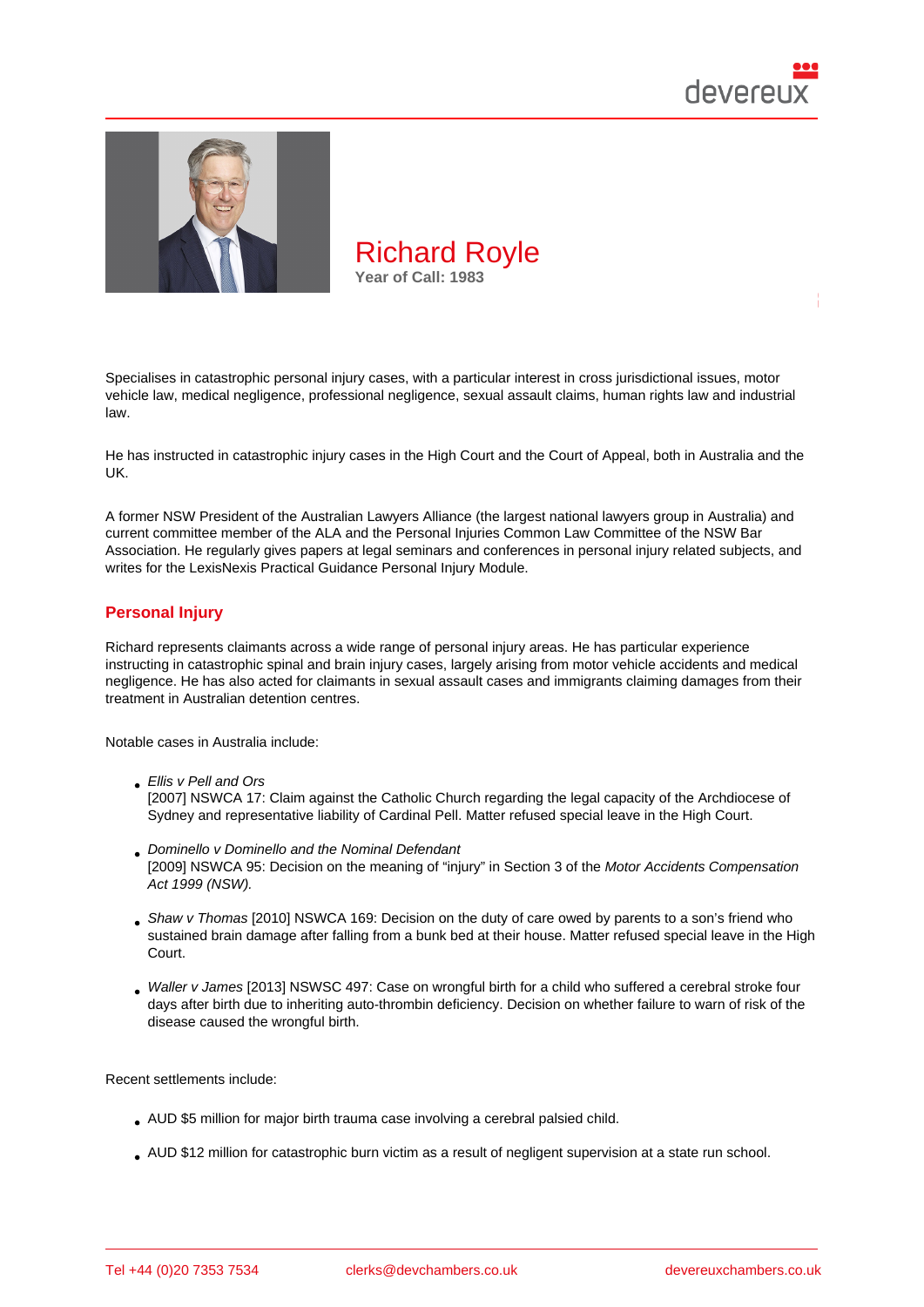# Richard Royle

**Year of Call: 1983**

Specialises in catastrophic personal injury cases, with a particular interest in cross jurisdictional issues, motor vehicle law, medical negligence, professional negligence, sexual assault claims, human rights law and industrial law.

He has instructed in catastrophic injury cases in the High Court and the Court of Appeal, both in Australia and the UK.

A former NSW President of the Australian Lawyers Alliance (the largest national lawyers group in Australia) and current committee member of the ALA and the Personal Injuries Common Law Committee of the NSW Bar Association. He regularly gives papers at legal seminars and conferences in personal injury related subjects, and writes for the LexisNexis Practical Guidance Personal Injury Module.

## Personal Injury

Richard represents claimants across a wide range of personal injury areas. He has particular experience instructing in catastrophic spinal and brain injury cases, largely arising from motor vehicle accidents and medical negligence. He has also acted for claimants in sexual assault cases and immigrants claiming damages from their treatment in Australian detention centres.

Notable cases in Australia include:

- *Ellis v Pell and Ors*
  [2007] NSWCA 17: Claim against the Catholic Church regarding the legal capacity of the Archdiocese of Sydney and representative liability of Cardinal Pell. Matter refused special leave in the High Court.
- *Dominello v Dominello and the Nominal Defendant*
  [2009] NSWCA 95: Decision on the meaning of "injury" in Section 3 of the *Motor Accidents Compensation Act 1999 (NSW).*
- *Shaw v Thomas* [2010] NSWCA 169: Decision on the duty of care owed by parents to a son's friend who sustained brain damage after falling from a bunk bed at their house. Matter refused special leave in the High Court.
- *Waller v James* [2013] NSWSC 497: Case on wrongful birth for a child who suffered a cerebral stroke four days after birth due to inheriting auto-thrombin deficiency. Decision on whether failure to warn of risk of the disease caused the wrongful birth.

Recent settlements include:

- AUD $5 million for major birth trauma case involving a cerebral palsied child.
- AUD $12 million for catastrophic burn victim as a result of negligent supervision at a state run school.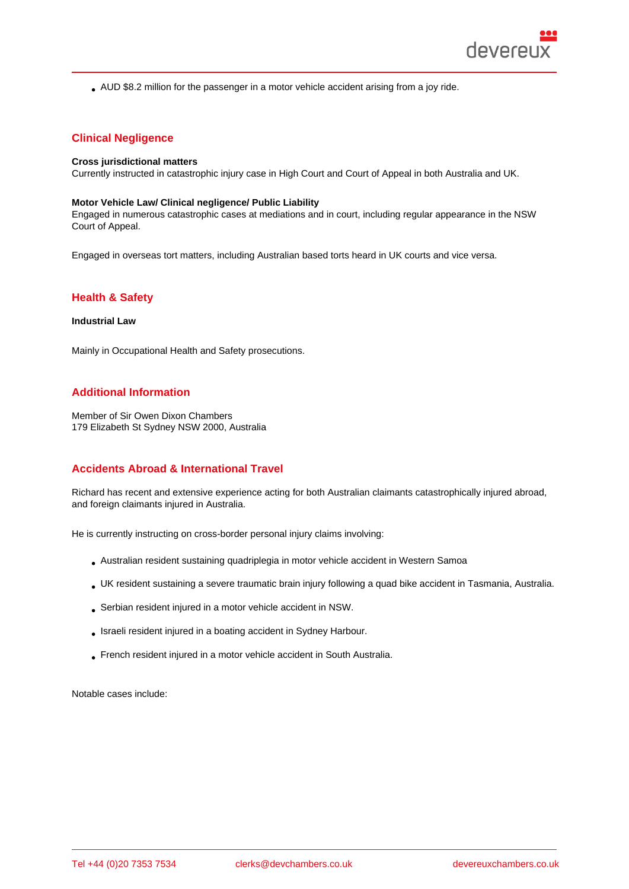- AUD $8.2 million for the passenger in a motor vehicle accident arising from a joy ride.

## Clinical Negligence

**Cross jurisdictional matters**
Currently instructed in catastrophic injury case in High Court and Court of Appeal in both Australia and UK.

**Motor Vehicle Law/ Clinical negligence/ Public Liability**
Engaged in numerous catastrophic cases at mediations and in court, including regular appearance in the NSW Court of Appeal.

Engaged in overseas tort matters, including Australian based torts heard in UK courts and vice versa.

## Health & Safety

**Industrial Law**

Mainly in Occupational Health and Safety prosecutions.

## Additional Information

Member of Sir Owen Dixon Chambers
179 Elizabeth St Sydney NSW 2000, Australia

## Accidents Abroad & International Travel

Richard has recent and extensive experience acting for both Australian claimants catastrophically injured abroad, and foreign claimants injured in Australia.

He is currently instructing on cross-border personal injury claims involving:

- Australian resident sustaining quadriplegia in motor vehicle accident in Western Samoa
- UK resident sustaining a severe traumatic brain injury following a quad bike accident in Tasmania, Australia.
- Serbian resident injured in a motor vehicle accident in NSW.
- Israeli resident injured in a boating accident in Sydney Harbour.
- French resident injured in a motor vehicle accident in South Australia.

Notable cases include: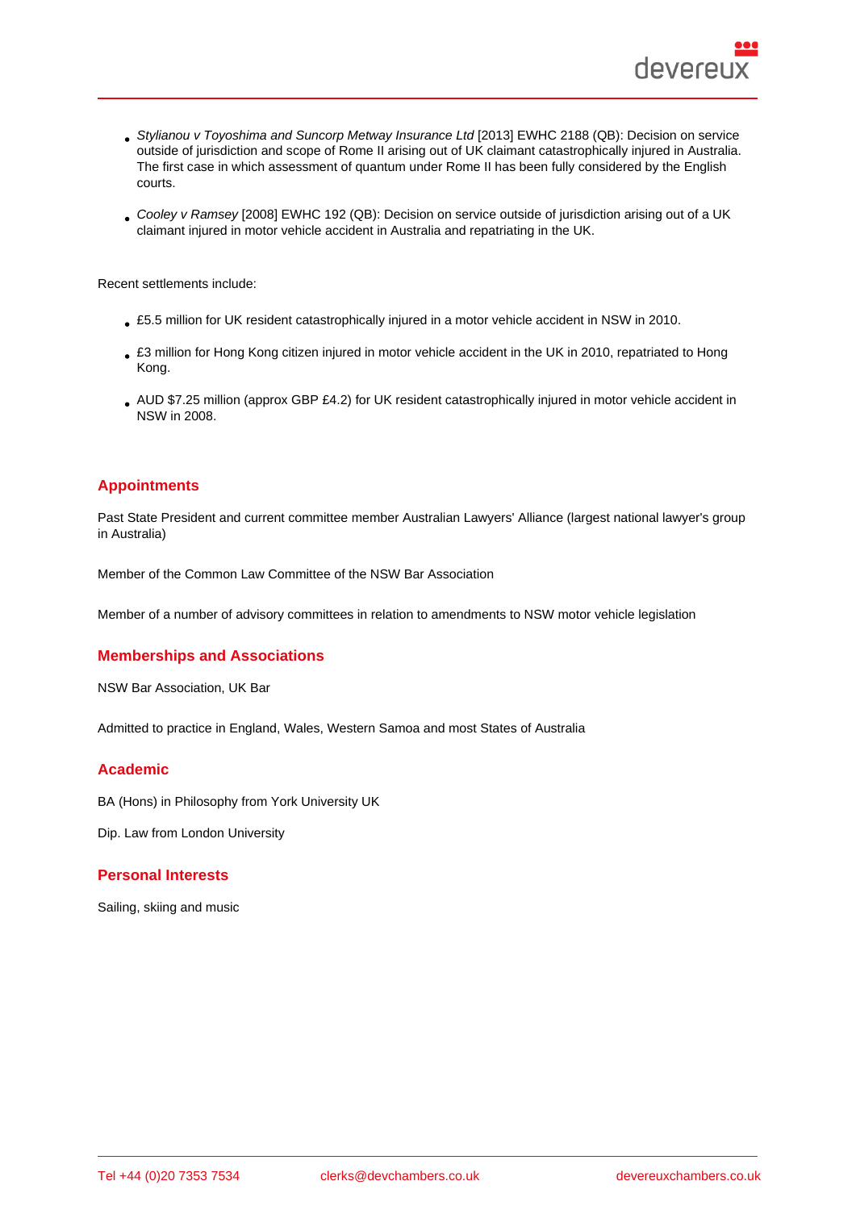- *Stylianou v Toyoshima and Suncorp Metway Insurance Ltd* [2013] EWHC 2188 (QB): Decision on service outside of jurisdiction and scope of Rome II arising out of UK claimant catastrophically injured in Australia. The first case in which assessment of quantum under Rome II has been fully considered by the English courts.
- *Cooley v Ramsey* [2008] EWHC 192 (QB): Decision on service outside of jurisdiction arising out of a UK claimant injured in motor vehicle accident in Australia and repatriating in the UK.

Recent settlements include:

- £5.5 million for UK resident catastrophically injured in a motor vehicle accident in NSW in 2010.
- £3 million for Hong Kong citizen injured in motor vehicle accident in the UK in 2010, repatriated to Hong Kong.
- AUD $7.25 million (approx GBP £4.2) for UK resident catastrophically injured in motor vehicle accident in NSW in 2008.

## Appointments

Past State President and current committee member Australian Lawyers' Alliance (largest national lawyer's group in Australia)

Member of the Common Law Committee of the NSW Bar Association

Member of a number of advisory committees in relation to amendments to NSW motor vehicle legislation

## Memberships and Associations

NSW Bar Association, UK Bar

Admitted to practice in England, Wales, Western Samoa and most States of Australia

## Academic

BA (Hons) in Philosophy from York University UK

Dip. Law from London University

## Personal Interests

Sailing, skiing and music